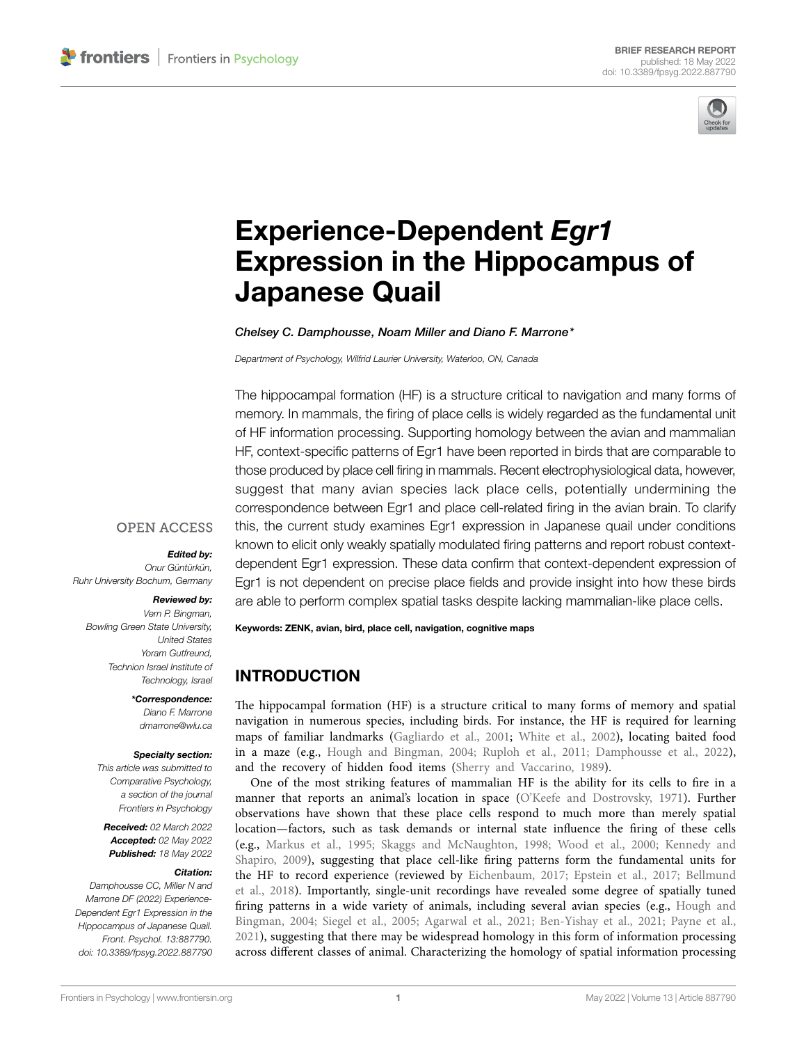BRIEF RESEARCH REPORT
published: 18 May 2022
doi: 10.3389/fpsyg.2022.887790

# Experience-Dependent *Egr1* Expression in the Hippocampus of Japanese Quail

*Chelsey C. Damphousse, Noam Miller and Diano F. Marrone\**

*Department of Psychology, Wilfrid Laurier University, Waterloo, ON, Canada*

The hippocampal formation (HF) is a structure critical to navigation and many forms of memory. In mammals, the firing of place cells is widely regarded as the fundamental unit of HF information processing. Supporting homology between the avian and mammalian HF, context-specific patterns of Egr1 have been reported in birds that are comparable to those produced by place cell firing in mammals. Recent electrophysiological data, however, suggest that many avian species lack place cells, potentially undermining the correspondence between Egr1 and place cell-related firing in the avian brain. To clarify this, the current study examines Egr1 expression in Japanese quail under conditions known to elicit only weakly spatially modulated firing patterns and report robust context-dependent Egr1 expression. These data confirm that context-dependent expression of Egr1 is not dependent on precise place fields and provide insight into how these birds are able to perform complex spatial tasks despite lacking mammalian-like place cells.

**Keywords: ZENK, avian, bird, place cell, navigation, cognitive maps**

OPEN ACCESS

***Edited by:***
*Onur Güntürkün, Ruhr University Bochum, Germany*

***Reviewed by:***
*Vern P. Bingman, Bowling Green State University, United States*
*Yoram Gutfreund, Technion Israel Institute of Technology, Israel*

***\*Correspondence:***
*Diano F. Marrone*
*dmarrone@wlu.ca*

***Specialty section:***
*This article was submitted to Comparative Psychology, a section of the journal Frontiers in Psychology*

***Received:*** *02 March 2022*
***Accepted:*** *02 May 2022*
***Published:*** *18 May 2022*

***Citation:***
*Damphousse CC, Miller N and Marrone DF (2022) Experience-Dependent Egr1 Expression in the Hippocampus of Japanese Quail. Front. Psychol. 13:887790. doi: 10.3389/fpsyg.2022.887790*

## INTRODUCTION

The hippocampal formation (HF) is a structure critical to many forms of memory and spatial navigation in numerous species, including birds. For instance, the HF is required for learning maps of familiar landmarks (Gagliardo et al., 2001; White et al., 2002), locating baited food in a maze (e.g., Hough and Bingman, 2004; Ruploh et al., 2011; Damphousse et al., 2022), and the recovery of hidden food items (Sherry and Vaccarino, 1989).

One of the most striking features of mammalian HF is the ability for its cells to fire in a manner that reports an animal's location in space (O'Keefe and Dostrovsky, 1971). Further observations have shown that these place cells respond to much more than merely spatial location—factors, such as task demands or internal state influence the firing of these cells (e.g., Markus et al., 1995; Skaggs and McNaughton, 1998; Wood et al., 2000; Kennedy and Shapiro, 2009), suggesting that place cell-like firing patterns form the fundamental units for the HF to record experience (reviewed by Eichenbaum, 2017; Epstein et al., 2017; Bellmund et al., 2018). Importantly, single-unit recordings have revealed some degree of spatially tuned firing patterns in a wide variety of animals, including several avian species (e.g., Hough and Bingman, 2004; Siegel et al., 2005; Agarwal et al., 2021; Ben-Yishay et al., 2021; Payne et al., 2021), suggesting that there may be widespread homology in this form of information processing across different classes of animal. Characterizing the homology of spatial information processing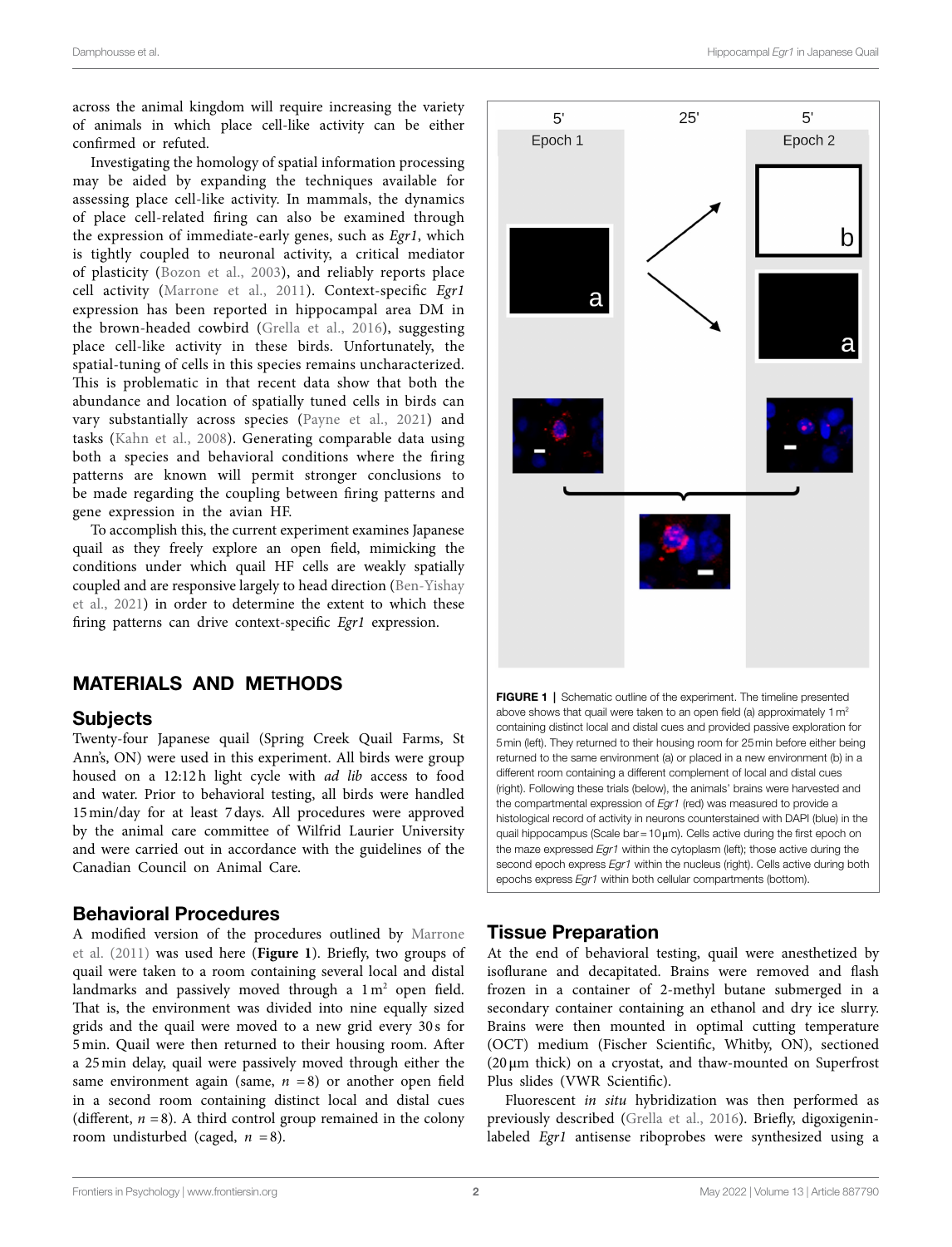across the animal kingdom will require increasing the variety of animals in which place cell-like activity can be either confirmed or refuted.

Investigating the homology of spatial information processing may be aided by expanding the techniques available for assessing place cell-like activity. In mammals, the dynamics of place cell-related firing can also be examined through the expression of immediate-early genes, such as *Egr1*, which is tightly coupled to neuronal activity, a critical mediator of plasticity (Bozon et al., 2003), and reliably reports place cell activity (Marrone et al., 2011). Context-specific *Egr1* expression has been reported in hippocampal area DM in the brown-headed cowbird (Grella et al., 2016), suggesting place cell-like activity in these birds. Unfortunately, the spatial-tuning of cells in this species remains uncharacterized. This is problematic in that recent data show that both the abundance and location of spatially tuned cells in birds can vary substantially across species (Payne et al., 2021) and tasks (Kahn et al., 2008). Generating comparable data using both a species and behavioral conditions where the firing patterns are known will permit stronger conclusions to be made regarding the coupling between firing patterns and gene expression in the avian HF.

To accomplish this, the current experiment examines Japanese quail as they freely explore an open field, mimicking the conditions under which quail HF cells are weakly spatially coupled and are responsive largely to head direction (Ben-Yishay et al., 2021) in order to determine the extent to which these firing patterns can drive context-specific *Egr1* expression.

## MATERIALS AND METHODS

### Subjects

Twenty-four Japanese quail (Spring Creek Quail Farms, St Ann's, ON) were used in this experiment. All birds were group housed on a 12:12 h light cycle with *ad lib* access to food and water. Prior to behavioral testing, all birds were handled 15 min/day for at least 7 days. All procedures were approved by the animal care committee of Wilfrid Laurier University and were carried out in accordance with the guidelines of the Canadian Council on Animal Care.

### Behavioral Procedures

A modified version of the procedures outlined by Marrone et al. (2011) was used here (**Figure 1**). Briefly, two groups of quail were taken to a room containing several local and distal landmarks and passively moved through a 1 m$^2$ open field. That is, the environment was divided into nine equally sized grids and the quail were moved to a new grid every 30 s for 5 min. Quail were then returned to their housing room. After a 25 min delay, quail were passively moved through either the same environment again (same, $n = 8$) or another open field in a second room containing distinct local and distal cues (different, $n = 8$). A third control group remained in the colony room undisturbed (caged, $n = 8$).

**FIGURE 1 |** Schematic outline of the experiment. The timeline presented above shows that quail were taken to an open field (a) approximately 1 m$^2$ containing distinct local and distal cues and provided passive exploration for 5 min (left). They returned to their housing room for 25 min before either being returned to the same environment (a) or placed in a new environment (b) in a different room containing a different complement of local and distal cues (right). Following these trials (below), the animals' brains were harvested and the compartmental expression of *Egr1* (red) was measured to provide a histological record of activity in neurons counterstained with DAPI (blue) in the quail hippocampus (Scale bar = 10 μm). Cells active during the first epoch on the maze expressed *Egr1* within the cytoplasm (left); those active during the second epoch express *Egr1* within the nucleus (right). Cells active during both epochs express *Egr1* within both cellular compartments (bottom).

### Tissue Preparation

At the end of behavioral testing, quail were anesthetized by isoflurane and decapitated. Brains were removed and flash frozen in a container of 2-methyl butane submerged in a secondary container containing an ethanol and dry ice slurry. Brains were then mounted in optimal cutting temperature (OCT) medium (Fischer Scientific, Whitby, ON), sectioned (20 μm thick) on a cryostat, and thaw-mounted on Superfrost Plus slides (VWR Scientific).

Fluorescent *in situ* hybridization was then performed as previously described (Grella et al., 2016). Briefly, digoxigenin-labeled *Egr1* antisense riboprobes were synthesized using a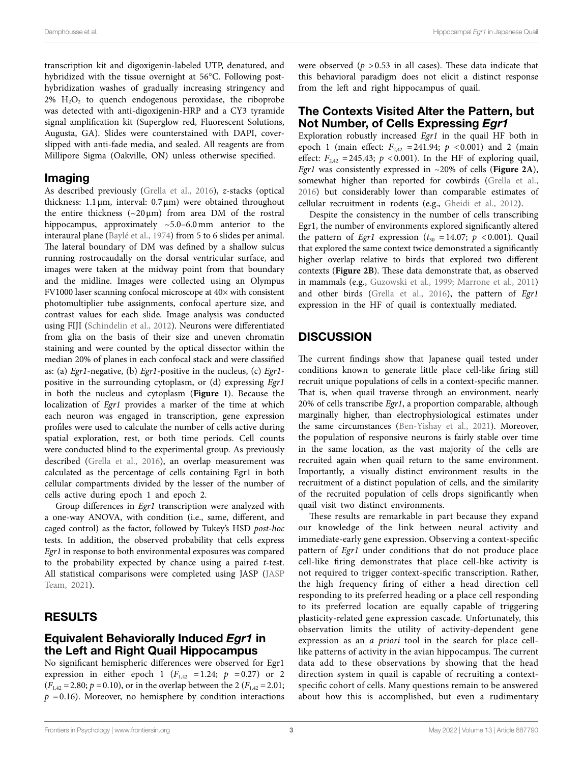transcription kit and digoxigenin-labeled UTP, denatured, and hybridized with the tissue overnight at 56°C. Following post-hybridization washes of gradually increasing stringency and 2% $H_2O_2$ to quench endogenous peroxidase, the riboprobe was detected with anti-digoxigenin-HRP and a CY3 tyramide signal amplification kit (Superglow red, Fluorescent Solutions, Augusta, GA). Slides were counterstained with DAPI, cover-slipped with anti-fade media, and sealed. All reagents are from Millipore Sigma (Oakville, ON) unless otherwise specified.

## Imaging

As described previously (Grella et al., 2016), *z*-stacks (optical thickness: 1.1 µm, interval: 0.7 µm) were obtained throughout the entire thickness (~20 µm) from area DM of the rostral hippocampus, approximately ~5.0–6.0 mm anterior to the interaural plane (Baylé et al., 1974) from 5 to 6 slides per animal. The lateral boundary of DM was defined by a shallow sulcus running rostrocaudally on the dorsal ventricular surface, and images were taken at the midway point from that boundary and the midline. Images were collected using an Olympus FV1000 laser scanning confocal microscope at 40× with consistent photomultiplier tube assignments, confocal aperture size, and contrast values for each slide. Image analysis was conducted using FIJI (Schindelin et al., 2012). Neurons were differentiated from glia on the basis of their size and uneven chromatin staining and were counted by the optical dissector within the median 20% of planes in each confocal stack and were classified as: (a) *Egr1*-negative, (b) *Egr1*-positive in the nucleus, (c) *Egr1*-positive in the surrounding cytoplasm, or (d) expressing *Egr1* in both the nucleus and cytoplasm (**Figure 1**). Because the localization of *Egr1* provides a marker of the time at which each neuron was engaged in transcription, gene expression profiles were used to calculate the number of cells active during spatial exploration, rest, or both time periods. Cell counts were conducted blind to the experimental group. As previously described (Grella et al., 2016), an overlap measurement was calculated as the percentage of cells containing Egr1 in both cellular compartments divided by the lesser of the number of cells active during epoch 1 and epoch 2.

Group differences in *Egr1* transcription were analyzed with a one-way ANOVA, with condition (i.e., same, different, and caged control) as the factor, followed by Tukey's HSD *post-hoc* tests. In addition, the observed probability that cells express *Egr1* in response to both environmental exposures was compared to the probability expected by chance using a paired *t*-test. All statistical comparisons were completed using JASP (JASP Team, 2021).

# RESULTS

## Equivalent Behaviorally Induced *Egr1* in the Left and Right Quail Hippocampus

No significant hemispheric differences were observed for Egr1 expression in either epoch 1 ($F_{1,42} = 1.24$; $p = 0.27$) or 2 ($F_{1,42} = 2.80$; $p = 0.10$), or in the overlap between the 2 ($F_{1,42} = 2.01$; $p = 0.16$). Moreover, no hemisphere by condition interactions were observed ($p > 0.53$ in all cases). These data indicate that this behavioral paradigm does not elicit a distinct response from the left and right hippocampus of quail.

## The Contexts Visited Alter the Pattern, but Not Number, of Cells Expressing *Egr1*

Exploration robustly increased *Egr1* in the quail HF both in epoch 1 (main effect: $F_{2,42} = 241.94$; $p < 0.001$) and 2 (main effect: $F_{2,42} = 245.43$; $p < 0.001$). In the HF of exploring quail, *Egr1* was consistently expressed in ~20% of cells (**Figure 2A**), somewhat higher than reported for cowbirds (Grella et al., 2016) but considerably lower than comparable estimates of cellular recruitment in rodents (e.g., Gheidi et al., 2012).

Despite the consistency in the number of cells transcribing Egr1, the number of environments explored significantly altered the pattern of *Egr1* expression ($t_{30} = 14.07$; $p < 0.001$). Quail that explored the same context twice demonstrated a significantly higher overlap relative to birds that explored two different contexts (**Figure 2B**). These data demonstrate that, as observed in mammals (e.g., Guzowski et al., 1999; Marrone et al., 2011) and other birds (Grella et al., 2016), the pattern of *Egr1* expression in the HF of quail is contextually mediated.

# DISCUSSION

The current findings show that Japanese quail tested under conditions known to generate little place cell-like firing still recruit unique populations of cells in a context-specific manner. That is, when quail traverse through an environment, nearly 20% of cells transcribe *Egr1*, a proportion comparable, although marginally higher, than electrophysiological estimates under the same circumstances (Ben-Yishay et al., 2021). Moreover, the population of responsive neurons is fairly stable over time in the same location, as the vast majority of the cells are recruited again when quail return to the same environment. Importantly, a visually distinct environment results in the recruitment of a distinct population of cells, and the similarity of the recruited population of cells drops significantly when quail visit two distinct environments.

These results are remarkable in part because they expand our knowledge of the link between neural activity and immediate-early gene expression. Observing a context-specific pattern of *Egr1* under conditions that do not produce place cell-like firing demonstrates that place cell-like activity is not required to trigger context-specific transcription. Rather, the high frequency firing of either a head direction cell responding to its preferred heading or a place cell responding to its preferred location are equally capable of triggering plasticity-related gene expression cascade. Unfortunately, this observation limits the utility of activity-dependent gene expression as an *a priori* tool in the search for place cell-like patterns of activity in the avian hippocampus. The current data add to these observations by showing that the head direction system in quail is capable of recruiting a context-specific cohort of cells. Many questions remain to be answered about how this is accomplished, but even a rudimentary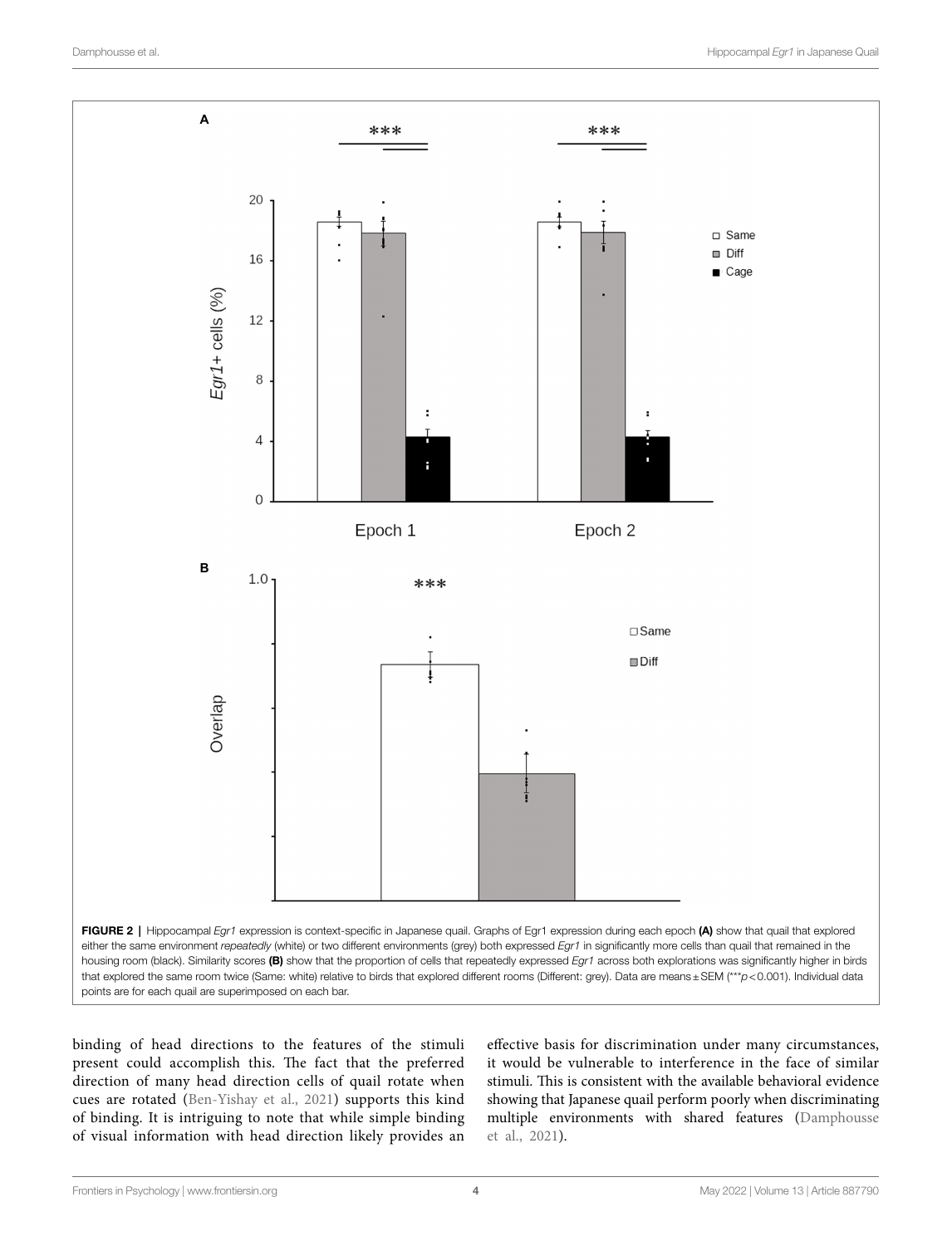FIGURE 2 | Hippocampal *Egr1* expression is context-specific in Japanese quail. Graphs of Egr1 expression during each epoch **(A)** show that quail that explored either the same environment *repeatedly* (white) or two different environments (grey) both expressed *Egr1* in significantly more cells than quail that remained in the housing room (black). Similarity scores **(B)** show that the proportion of cells that repeatedly expressed *Egr1* across both explorations was significantly higher in birds that explored the same room twice (Same: white) relative to birds that explored different rooms (Different: grey). Data are means ± SEM (***$p < 0.001$). Individual data points are for each quail are superimposed on each bar.

binding of head directions to the features of the stimuli present could accomplish this. The fact that the preferred direction of many head direction cells of quail rotate when cues are rotated (Ben-Yishay et al., 2021) supports this kind of binding. It is intriguing to note that while simple binding of visual information with head direction likely provides an effective basis for discrimination under many circumstances, it would be vulnerable to interference in the face of similar stimuli. This is consistent with the available behavioral evidence showing that Japanese quail perform poorly when discriminating multiple environments with shared features (Damphousse et al., 2021).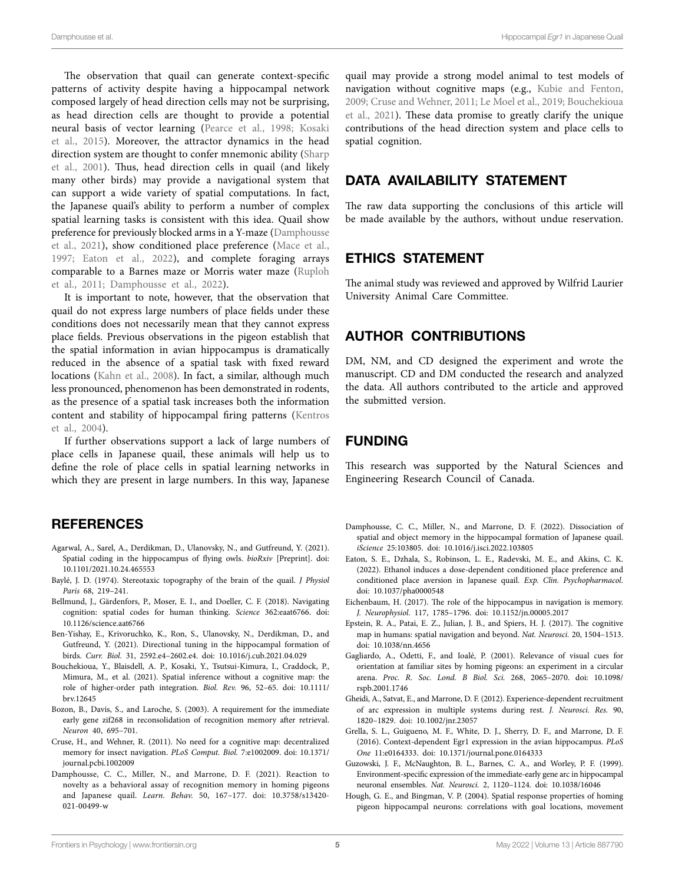The observation that quail can generate context-specific patterns of activity despite having a hippocampal network composed largely of head direction cells may not be surprising, as head direction cells are thought to provide a potential neural basis of vector learning (Pearce et al., 1998; Kosaki et al., 2015). Moreover, the attractor dynamics in the head direction system are thought to confer mnemonic ability (Sharp et al., 2001). Thus, head direction cells in quail (and likely many other birds) may provide a navigational system that can support a wide variety of spatial computations. In fact, the Japanese quail's ability to perform a number of complex spatial learning tasks is consistent with this idea. Quail show preference for previously blocked arms in a Y-maze (Damphousse et al., 2021), show conditioned place preference (Mace et al., 1997; Eaton et al., 2022), and complete foraging arrays comparable to a Barnes maze or Morris water maze (Ruploh et al., 2011; Damphousse et al., 2022).

It is important to note, however, that the observation that quail do not express large numbers of place fields under these conditions does not necessarily mean that they cannot express place fields. Previous observations in the pigeon establish that the spatial information in avian hippocampus is dramatically reduced in the absence of a spatial task with fixed reward locations (Kahn et al., 2008). In fact, a similar, although much less pronounced, phenomenon has been demonstrated in rodents, as the presence of a spatial task increases both the information content and stability of hippocampal firing patterns (Kentros et al., 2004).

If further observations support a lack of large numbers of place cells in Japanese quail, these animals will help us to define the role of place cells in spatial learning networks in which they are present in large numbers. In this way, Japanese quail may provide a strong model animal to test models of navigation without cognitive maps (e.g., Kubie and Fenton, 2009; Cruse and Wehner, 2011; Le Moel et al., 2019; Bouchekioua et al., 2021). These data promise to greatly clarify the unique contributions of the head direction system and place cells to spatial cognition.

## DATA AVAILABILITY STATEMENT

The raw data supporting the conclusions of this article will be made available by the authors, without undue reservation.

## ETHICS STATEMENT

The animal study was reviewed and approved by Wilfrid Laurier University Animal Care Committee.

## AUTHOR CONTRIBUTIONS

DM, NM, and CD designed the experiment and wrote the manuscript. CD and DM conducted the research and analyzed the data. All authors contributed to the article and approved the submitted version.

## FUNDING

This research was supported by the Natural Sciences and Engineering Research Council of Canada.

## REFERENCES

Agarwal, A., Sarel, A., Derdikman, D., Ulanovsky, N., and Gutfreund, Y. (2021). Spatial coding in the hippocampus of flying owls. *bioRxiv* [Preprint]. doi: 10.1101/2021.10.24.465553

Baylé, J. D. (1974). Stereotaxic topography of the brain of the quail. *J Physiol Paris* 68, 219–241.

Bellmund, J., Gärdenfors, P., Moser, E. I., and Doeller, C. F. (2018). Navigating cognition: spatial codes for human thinking. *Science* 362:eaat6766. doi: 10.1126/science.aat6766

Ben-Yishay, E., Krivoruchko, K., Ron, S., Ulanovsky, N., Derdikman, D., and Gutfreund, Y. (2021). Directional tuning in the hippocampal formation of birds. *Curr. Biol.* 31, 2592.e4–2602.e4. doi: 10.1016/j.cub.2021.04.029

Bouchekioua, Y., Blaisdell, A. P., Kosaki, Y., Tsutsui-Kimura, I., Craddock, P., Mimura, M., et al. (2021). Spatial inference without a cognitive map: the role of higher-order path integration. *Biol. Rev.* 96, 52–65. doi: 10.1111/brv.12645

Bozon, B., Davis, S., and Laroche, S. (2003). A requirement for the immediate early gene zif268 in reconsolidation of recognition memory after retrieval. *Neuron* 40, 695–701.

Cruse, H., and Wehner, R. (2011). No need for a cognitive map: decentralized memory for insect navigation. *PLoS Comput. Biol.* 7:e1002009. doi: 10.1371/journal.pcbi.1002009

Damphousse, C. C., Miller, N., and Marrone, D. F. (2021). Reaction to novelty as a behavioral assay of recognition memory in homing pigeons and Japanese quail. *Learn. Behav.* 50, 167–177. doi: 10.3758/s13420-021-00499-w

Damphousse, C. C., Miller, N., and Marrone, D. F. (2022). Dissociation of spatial and object memory in the hippocampal formation of Japanese quail. *iScience* 25:103805. doi: 10.1016/j.isci.2022.103805

Eaton, S. E., Dzhala, S., Robinson, L. E., Radevski, M. E., and Akins, C. K. (2022). Ethanol induces a dose-dependent conditioned place preference and conditioned place aversion in Japanese quail. *Exp. Clin. Psychopharmacol.* doi: 10.1037/pha0000548

Eichenbaum, H. (2017). The role of the hippocampus in navigation is memory. *J. Neurophysiol.* 117, 1785–1796. doi: 10.1152/jn.00005.2017

Epstein, R. A., Patai, E. Z., Julian, J. B., and Spiers, H. J. (2017). The cognitive map in humans: spatial navigation and beyond. *Nat. Neurosci.* 20, 1504–1513. doi: 10.1038/nn.4656

Gagliardo, A., Odetti, F., and Ioalé, P. (2001). Relevance of visual cues for orientation at familiar sites by homing pigeons: an experiment in a circular arena. *Proc. R. Soc. Lond. B Biol. Sci.* 268, 2065–2070. doi: 10.1098/rspb.2001.1746

Gheidi, A., Satvat, E., and Marrone, D. F. (2012). Experience-dependent recruitment of arc expression in multiple systems during rest. *J. Neurosci. Res.* 90, 1820–1829. doi: 10.1002/jnr.23057

Grella, S. L., Guigueno, M. F., White, D. J., Sherry, D. F., and Marrone, D. F. (2016). Context-dependent Egr1 expression in the avian hippocampus. *PLoS One* 11:e0164333. doi: 10.1371/journal.pone.0164333

Guzowski, J. F., McNaughton, B. L., Barnes, C. A., and Worley, P. F. (1999). Environment-specific expression of the immediate-early gene arc in hippocampal neuronal ensembles. *Nat. Neurosci.* 2, 1120–1124. doi: 10.1038/16046

Hough, G. E., and Bingman, V. P. (2004). Spatial response properties of homing pigeon hippocampal neurons: correlations with goal locations, movement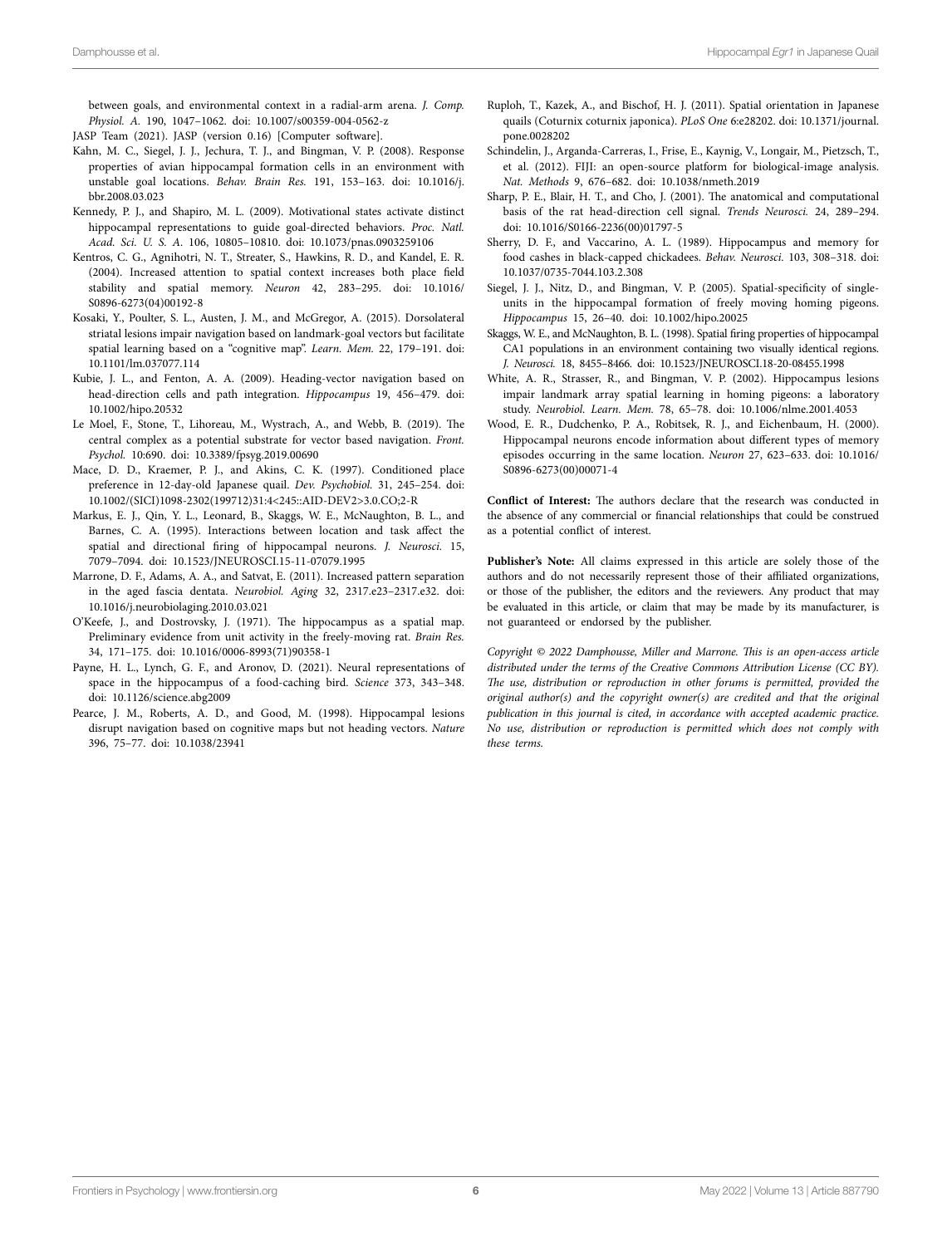between goals, and environmental context in a radial-arm arena. *J. Comp. Physiol. A.* 190, 1047–1062. doi: 10.1007/s00359-004-0562-z

JASP Team (2021). JASP (version 0.16) [Computer software].

Kahn, M. C., Siegel, J. J., Jechura, T. J., and Bingman, V. P. (2008). Response properties of avian hippocampal formation cells in an environment with unstable goal locations. *Behav. Brain Res.* 191, 153–163. doi: 10.1016/j.bbr.2008.03.023

Kennedy, P. J., and Shapiro, M. L. (2009). Motivational states activate distinct hippocampal representations to guide goal-directed behaviors. *Proc. Natl. Acad. Sci. U. S. A.* 106, 10805–10810. doi: 10.1073/pnas.0903259106

Kentros, C. G., Agnihotri, N. T., Streater, S., Hawkins, R. D., and Kandel, E. R. (2004). Increased attention to spatial context increases both place field stability and spatial memory. *Neuron* 42, 283–295. doi: 10.1016/S0896-6273(04)00192-8

Kosaki, Y., Poulter, S. L., Austen, J. M., and McGregor, A. (2015). Dorsolateral striatal lesions impair navigation based on landmark-goal vectors but facilitate spatial learning based on a "cognitive map". *Learn. Mem.* 22, 179–191. doi: 10.1101/lm.037077.114

Kubie, J. L., and Fenton, A. A. (2009). Heading-vector navigation based on head-direction cells and path integration. *Hippocampus* 19, 456–479. doi: 10.1002/hipo.20532

Le Moel, F., Stone, T., Lihoreau, M., Wystrach, A., and Webb, B. (2019). The central complex as a potential substrate for vector based navigation. *Front. Psychol.* 10:690. doi: 10.3389/fpsyg.2019.00690

Mace, D. D., Kraemer, P. J., and Akins, C. K. (1997). Conditioned place preference in 12-day-old Japanese quail. *Dev. Psychobiol.* 31, 245–254. doi: 10.1002/(SICI)1098-2302(199712)31:4<245::AID-DEV2>3.0.CO;2-R

Markus, E. J., Qin, Y. L., Leonard, B., Skaggs, W. E., McNaughton, B. L., and Barnes, C. A. (1995). Interactions between location and task affect the spatial and directional firing of hippocampal neurons. *J. Neurosci.* 15, 7079–7094. doi: 10.1523/JNEUROSCI.15-11-07079.1995

Marrone, D. F., Adams, A. A., and Satvat, E. (2011). Increased pattern separation in the aged fascia dentata. *Neurobiol. Aging* 32, 2317.e23–2317.e32. doi: 10.1016/j.neurobiolaging.2010.03.021

O'Keefe, J., and Dostrovsky, J. (1971). The hippocampus as a spatial map. Preliminary evidence from unit activity in the freely-moving rat. *Brain Res.* 34, 171–175. doi: 10.1016/0006-8993(71)90358-1

Payne, H. L., Lynch, G. F., and Aronov, D. (2021). Neural representations of space in the hippocampus of a food-caching bird. *Science* 373, 343–348. doi: 10.1126/science.abg2009

Pearce, J. M., Roberts, A. D., and Good, M. (1998). Hippocampal lesions disrupt navigation based on cognitive maps but not heading vectors. *Nature* 396, 75–77. doi: 10.1038/23941

Ruploh, T., Kazek, A., and Bischof, H. J. (2011). Spatial orientation in Japanese quails (Coturnix coturnix japonica). *PLoS One* 6:e28202. doi: 10.1371/journal.pone.0028202

Schindelin, J., Arganda-Carreras, I., Frise, E., Kaynig, V., Longair, M., Pietzsch, T., et al. (2012). FIJI: an open-source platform for biological-image analysis. *Nat. Methods* 9, 676–682. doi: 10.1038/nmeth.2019

Sharp, P. E., Blair, H. T., and Cho, J. (2001). The anatomical and computational basis of the rat head-direction cell signal. *Trends Neurosci.* 24, 289–294. doi: 10.1016/S0166-2236(00)01797-5

Sherry, D. F., and Vaccarino, A. L. (1989). Hippocampus and memory for food cashes in black-capped chickadees. *Behav. Neurosci.* 103, 308–318. doi: 10.1037/0735-7044.103.2.308

Siegel, J. J., Nitz, D., and Bingman, V. P. (2005). Spatial-specificity of single-units in the hippocampal formation of freely moving homing pigeons. *Hippocampus* 15, 26–40. doi: 10.1002/hipo.20025

Skaggs, W. E., and McNaughton, B. L. (1998). Spatial firing properties of hippocampal CA1 populations in an environment containing two visually identical regions. *J. Neurosci.* 18, 8455–8466. doi: 10.1523/JNEUROSCI.18-20-08455.1998

White, A. R., Strasser, R., and Bingman, V. P. (2002). Hippocampus lesions impair landmark array spatial learning in homing pigeons: a laboratory study. *Neurobiol. Learn. Mem.* 78, 65–78. doi: 10.1006/nlme.2001.4053

Wood, E. R., Dudchenko, P. A., Robitsek, R. J., and Eichenbaum, H. (2000). Hippocampal neurons encode information about different types of memory episodes occurring in the same location. *Neuron* 27, 623–633. doi: 10.1016/S0896-6273(00)00071-4

**Conflict of Interest:** The authors declare that the research was conducted in the absence of any commercial or financial relationships that could be construed as a potential conflict of interest.

**Publisher's Note:** All claims expressed in this article are solely those of the authors and do not necessarily represent those of their affiliated organizations, or those of the publisher, the editors and the reviewers. Any product that may be evaluated in this article, or claim that may be made by its manufacturer, is not guaranteed or endorsed by the publisher.

*Copyright © 2022 Damphousse, Miller and Marrone. This is an open-access article distributed under the terms of the Creative Commons Attribution License (CC BY). The use, distribution or reproduction in other forums is permitted, provided the original author(s) and the copyright owner(s) are credited and that the original publication in this journal is cited, in accordance with accepted academic practice. No use, distribution or reproduction is permitted which does not comply with these terms.*